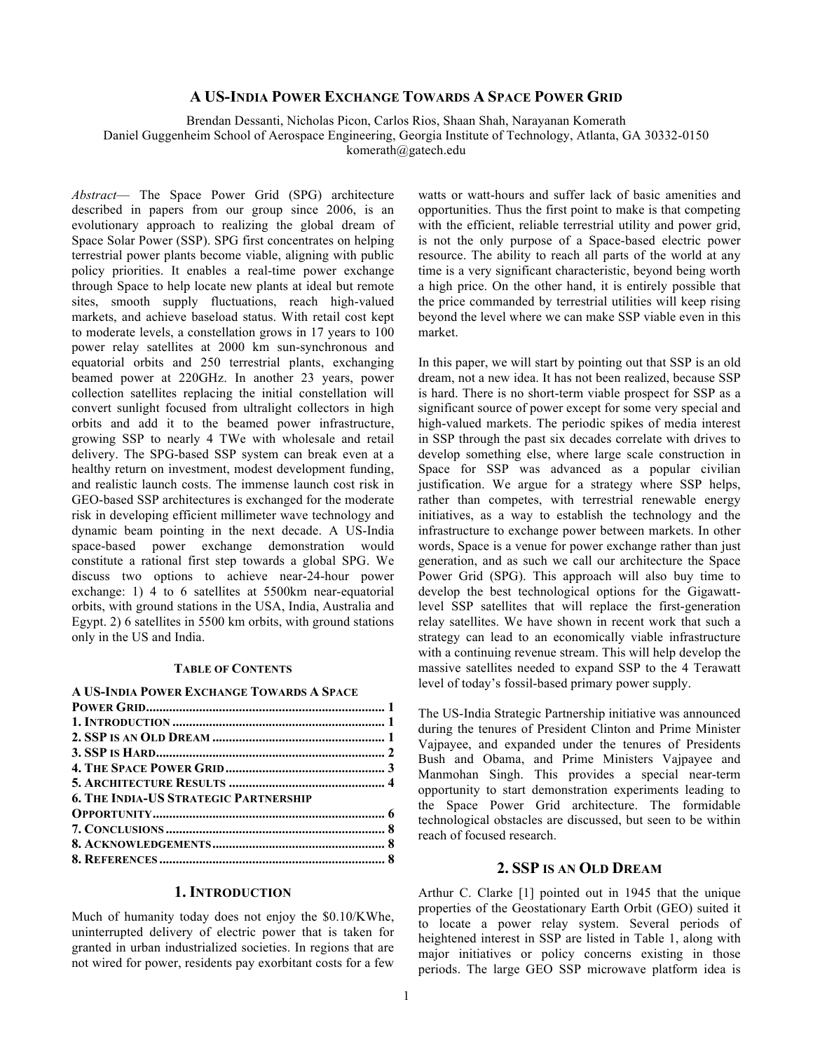# A US-India Power Exchange Towards A Space Power Grid

Brendan Dessanti, Nicholas Picon, Carlos Rios, Shaan Shah, Narayanan Komerath
Daniel Guggenheim School of Aerospace Engineering, Georgia Institute of Technology, Atlanta, GA 30332-0150
komerath@gatech.edu

*Abstract*— The Space Power Grid (SPG) architecture described in papers from our group since 2006, is an evolutionary approach to realizing the global dream of Space Solar Power (SSP). SPG first concentrates on helping terrestrial power plants become viable, aligning with public policy priorities. It enables a real-time power exchange through Space to help locate new plants at ideal but remote sites, smooth supply fluctuations, reach high-valued markets, and achieve baseload status. With retail cost kept to moderate levels, a constellation grows in 17 years to 100 power relay satellites at 2000 km sun-synchronous and equatorial orbits and 250 terrestrial plants, exchanging beamed power at 220GHz. In another 23 years, power collection satellites replacing the initial constellation will convert sunlight focused from ultralight collectors in high orbits and add it to the beamed power infrastructure, growing SSP to nearly 4 TWe with wholesale and retail delivery. The SPG-based SSP system can break even at a healthy return on investment, modest development funding, and realistic launch costs. The immense launch cost risk in GEO-based SSP architectures is exchanged for the moderate risk in developing efficient millimeter wave technology and dynamic beam pointing in the next decade. A US-India space-based power exchange demonstration would constitute a rational first step towards a global SPG. We discuss two options to achieve near-24-hour power exchange: 1) 4 to 6 satellites at 5500km near-equatorial orbits, with ground stations in the USA, India, Australia and Egypt. 2) 6 satellites in 5500 km orbits, with ground stations only in the US and India.

#### Table of Contents

| | |
|---|---|
| A US-India Power Exchange Towards A Space Power Grid | 1 |
| 1. Introduction | 1 |
| 2. SSP is an Old Dream | 1 |
| 3. SSP is Hard | 2 |
| 4. The Space Power Grid | 3 |
| 5. Architecture Results | 4 |
| 6. The India-US Strategic Partnership Opportunity | 6 |
| 7. Conclusions | 8 |
| 8. Acknowledgements | 8 |
| 8. References | 8 |

## 1. Introduction

Much of humanity today does not enjoy the $0.10/KWhe, uninterrupted delivery of electric power that is taken for granted in urban industrialized societies. In regions that are not wired for power, residents pay exorbitant costs for a few watts or watt-hours and suffer lack of basic amenities and opportunities. Thus the first point to make is that competing with the efficient, reliable terrestrial utility and power grid, is not the only purpose of a Space-based electric power resource. The ability to reach all parts of the world at any time is a very significant characteristic, beyond being worth a high price. On the other hand, it is entirely possible that the price commanded by terrestrial utilities will keep rising beyond the level where we can make SSP viable even in this market.

In this paper, we will start by pointing out that SSP is an old dream, not a new idea. It has not been realized, because SSP is hard. There is no short-term viable prospect for SSP as a significant source of power except for some very special and high-valued markets. The periodic spikes of media interest in SSP through the past six decades correlate with drives to develop something else, where large scale construction in Space for SSP was advanced as a popular civilian justification. We argue for a strategy where SSP helps, rather than competes, with terrestrial renewable energy initiatives, as a way to establish the technology and the infrastructure to exchange power between markets. In other words, Space is a venue for power exchange rather than just generation, and as such we call our architecture the Space Power Grid (SPG). This approach will also buy time to develop the best technological options for the Gigawatt-level SSP satellites that will replace the first-generation relay satellites. We have shown in recent work that such a strategy can lead to an economically viable infrastructure with a continuing revenue stream. This will help develop the massive satellites needed to expand SSP to the 4 Terawatt level of today's fossil-based primary power supply.

The US-India Strategic Partnership initiative was announced during the tenures of President Clinton and Prime Minister Vajpayee, and expanded under the tenures of Presidents Bush and Obama, and Prime Ministers Vajpayee and Manmohan Singh. This provides a special near-term opportunity to start demonstration experiments leading to the Space Power Grid architecture. The formidable technological obstacles are discussed, but seen to be within reach of focused research.

## 2. SSP is an Old Dream

Arthur C. Clarke [1] pointed out in 1945 that the unique properties of the Geostationary Earth Orbit (GEO) suited it to locate a power relay system. Several periods of heightened interest in SSP are listed in Table 1, along with major initiatives or policy concerns existing in those periods. The large GEO SSP microwave platform idea is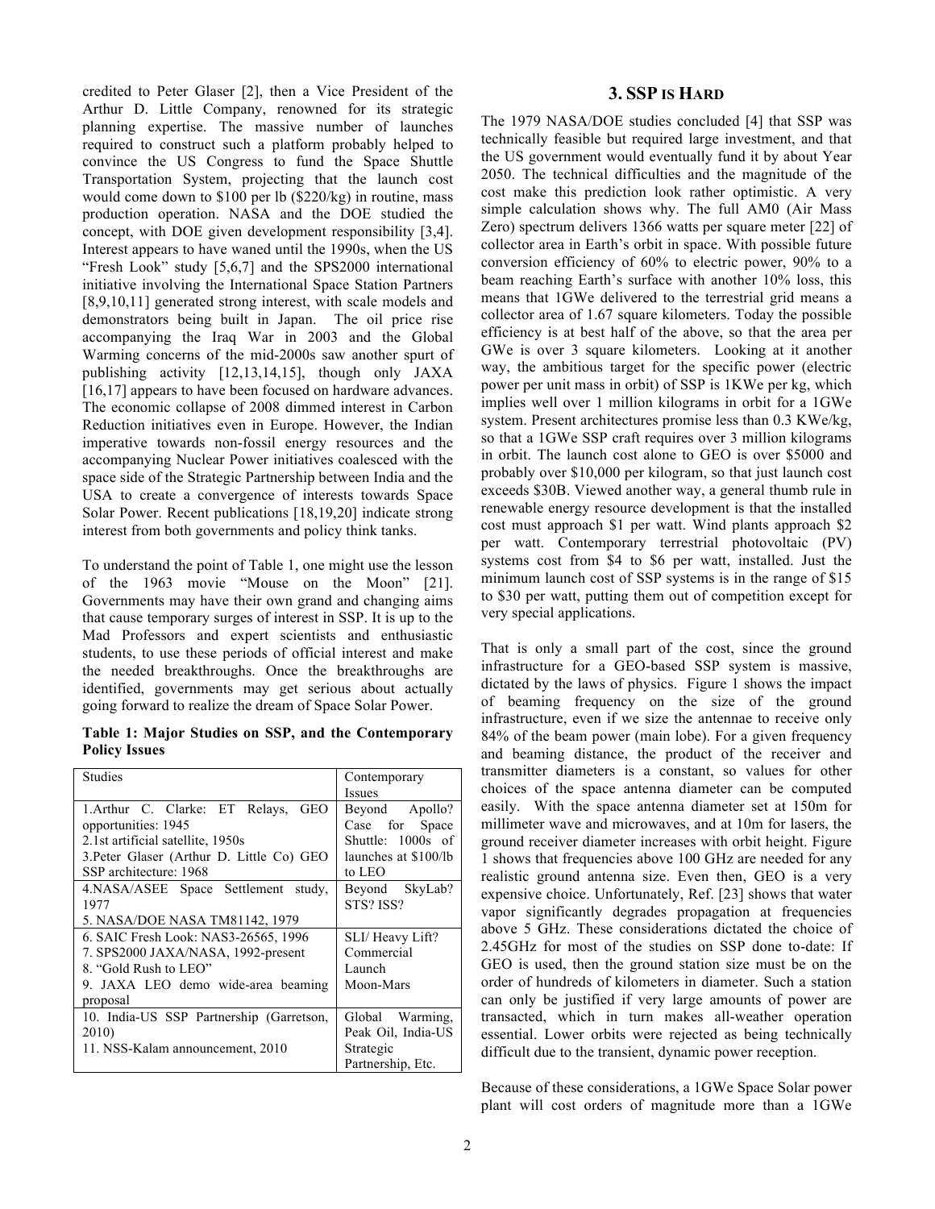credited to Peter Glaser [2], then a Vice President of the Arthur D. Little Company, renowned for its strategic planning expertise. The massive number of launches required to construct such a platform probably helped to convince the US Congress to fund the Space Shuttle Transportation System, projecting that the launch cost would come down to $100 per lb ($220/kg) in routine, mass production operation. NASA and the DOE studied the concept, with DOE given development responsibility [3,4]. Interest appears to have waned until the 1990s, when the US "Fresh Look" study [5,6,7] and the SPS2000 international initiative involving the International Space Station Partners [8,9,10,11] generated strong interest, with scale models and demonstrators being built in Japan. The oil price rise accompanying the Iraq War in 2003 and the Global Warming concerns of the mid-2000s saw another spurt of publishing activity [12,13,14,15], though only JAXA [16,17] appears to have been focused on hardware advances. The economic collapse of 2008 dimmed interest in Carbon Reduction initiatives even in Europe. However, the Indian imperative towards non-fossil energy resources and the accompanying Nuclear Power initiatives coalesced with the space side of the Strategic Partnership between India and the USA to create a convergence of interests towards Space Solar Power. Recent publications [18,19,20] indicate strong interest from both governments and policy think tanks.

To understand the point of Table 1, one might use the lesson of the 1963 movie "Mouse on the Moon" [21]. Governments may have their own grand and changing aims that cause temporary surges of interest in SSP. It is up to the Mad Professors and expert scientists and enthusiastic students, to use these periods of official interest and make the needed breakthroughs. Once the breakthroughs are identified, governments may get serious about actually going forward to realize the dream of Space Solar Power.

**Table 1: Major Studies on SSP, and the Contemporary Policy Issues**

| Studies | Contemporary Issues |
|---|---|
| 1.Arthur C. Clarke: ET Relays, GEO opportunities: 1945<br>2.1st artificial satellite, 1950s<br>3.Peter Glaser (Arthur D. Little Co) GEO SSP architecture: 1968 | Beyond Apollo? Case for Space Shuttle: 1000s of launches at $100/lb to LEO |
| 4.NASA/ASEE Space Settlement study, 1977<br>5. NASA/DOE NASA TM81142, 1979 | Beyond SkyLab? STS? ISS? |
| 6. SAIC Fresh Look: NAS3-26565, 1996<br>7. SPS2000 JAXA/NASA, 1992-present<br>8. "Gold Rush to LEO"<br>9. JAXA LEO demo wide-area beaming proposal | SLI/ Heavy Lift? Commercial Launch Moon-Mars |
| 10. India-US SSP Partnership (Garretson, 2010)<br>11. NSS-Kalam announcement, 2010 | Global Warming, Peak Oil, India-US Strategic Partnership, Etc. |

## 3. SSP IS HARD

The 1979 NASA/DOE studies concluded [4] that SSP was technically feasible but required large investment, and that the US government would eventually fund it by about Year 2050. The technical difficulties and the magnitude of the cost make this prediction look rather optimistic. A very simple calculation shows why. The full AM0 (Air Mass Zero) spectrum delivers 1366 watts per square meter [22] of collector area in Earth's orbit in space. With possible future conversion efficiency of 60% to electric power, 90% to a beam reaching Earth's surface with another 10% loss, this means that 1GWe delivered to the terrestrial grid means a collector area of 1.67 square kilometers. Today the possible efficiency is at best half of the above, so that the area per GWe is over 3 square kilometers. Looking at it another way, the ambitious target for the specific power (electric power per unit mass in orbit) of SSP is 1KWe per kg, which implies well over 1 million kilograms in orbit for a 1GWe system. Present architectures promise less than 0.3 KWe/kg, so that a 1GWe SSP craft requires over 3 million kilograms in orbit. The launch cost alone to GEO is over $5000 and probably over $10,000 per kilogram, so that just launch cost exceeds $30B. Viewed another way, a general thumb rule in renewable energy resource development is that the installed cost must approach $1 per watt. Wind plants approach $2 per watt. Contemporary terrestrial photovoltaic (PV) systems cost from $4 to $6 per watt, installed. Just the minimum launch cost of SSP systems is in the range of $15 to $30 per watt, putting them out of competition except for very special applications.

That is only a small part of the cost, since the ground infrastructure for a GEO-based SSP system is massive, dictated by the laws of physics. Figure 1 shows the impact of beaming frequency on the size of the ground infrastructure, even if we size the antennae to receive only 84% of the beam power (main lobe). For a given frequency and beaming distance, the product of the receiver and transmitter diameters is a constant, so values for other choices of the space antenna diameter can be computed easily. With the space antenna diameter set at 150m for millimeter wave and microwaves, and at 10m for lasers, the ground receiver diameter increases with orbit height. Figure 1 shows that frequencies above 100 GHz are needed for any realistic ground antenna size. Even then, GEO is a very expensive choice. Unfortunately, Ref. [23] shows that water vapor significantly degrades propagation at frequencies above 5 GHz. These considerations dictated the choice of 2.45GHz for most of the studies on SSP done to-date: If GEO is used, then the ground station size must be on the order of hundreds of kilometers in diameter. Such a station can only be justified if very large amounts of power are transacted, which in turn makes all-weather operation essential. Lower orbits were rejected as being technically difficult due to the transient, dynamic power reception.

Because of these considerations, a 1GWe Space Solar power plant will cost orders of magnitude more than a 1GWe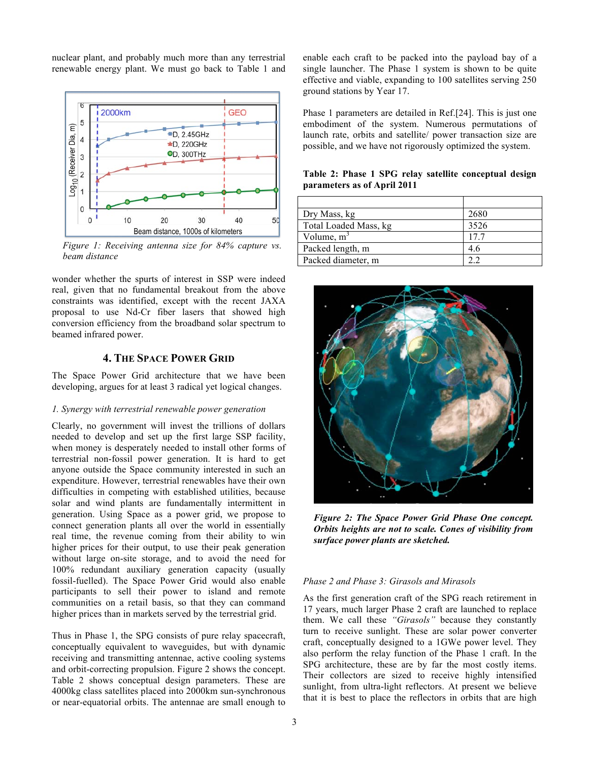nuclear plant, and probably much more than any terrestrial renewable energy plant. We must go back to Table 1 and wonder whether the spurts of interest in SSP were indeed real, given that no fundamental breakout from the above constraints was identified, except with the recent JAXA proposal to use Nd-Cr fiber lasers that showed high conversion efficiency from the broadband solar spectrum to beamed infrared power.

*Figure 1: Receiving antenna size for 84% capture vs. beam distance*

## 4. THE SPACE POWER GRID

The Space Power Grid architecture that we have been developing, argues for at least 3 radical yet logical changes.

*1. Synergy with terrestrial renewable power generation*

Clearly, no government will invest the trillions of dollars needed to develop and set up the first large SSP facility, when money is desperately needed to install other forms of terrestrial non-fossil power generation. It is hard to get anyone outside the Space community interested in such an expenditure. However, terrestrial renewables have their own difficulties in competing with established utilities, because solar and wind plants are fundamentally intermittent in generation. Using Space as a power grid, we propose to connect generation plants all over the world in essentially real time, the revenue coming from their ability to win higher prices for their output, to use their peak generation without large on-site storage, and to avoid the need for 100% redundant auxiliary generation capacity (usually fossil-fuelled). The Space Power Grid would also enable participants to sell their power to island and remote communities on a retail basis, so that they can command higher prices than in markets served by the terrestrial grid.

Thus in Phase 1, the SPG consists of pure relay spacecraft, conceptually equivalent to waveguides, but with dynamic receiving and transmitting antennae, active cooling systems and orbit-correcting propulsion. Figure 2 shows the concept. Table 2 shows conceptual design parameters. These are 4000kg class satellites placed into 2000km sun-synchronous or near-equatorial orbits. The antennae are small enough to enable each craft to be packed into the payload bay of a single launcher. The Phase 1 system is shown to be quite effective and viable, expanding to 100 satellites serving 250 ground stations by Year 17.

Phase 1 parameters are detailed in Ref.[24]. This is just one embodiment of the system. Numerous permutations of launch rate, orbits and satellite/ power transaction size are possible, and we have not rigorously optimized the system.

**Table 2: Phase 1 SPG relay satellite conceptual design parameters as of April 2011**

| | |
|---|---|
| Dry Mass, kg | 2680 |
| Total Loaded Mass, kg | 3526 |
| Volume, $m^3$ | 17.7 |
| Packed length, m | 4.6 |
| Packed diameter, m | 2.2 |

***Figure 2: The Space Power Grid Phase One concept. Orbits heights are not to scale. Cones of visibility from surface power plants are sketched.***

*Phase 2 and Phase 3: Girasols and Mirasols*

As the first generation craft of the SPG reach retirement in 17 years, much larger Phase 2 craft are launched to replace them. We call these *"Girasols"* because they constantly turn to receive sunlight. These are solar power converter craft, conceptually designed to a 1GWe power level. They also perform the relay function of the Phase 1 craft. In the SPG architecture, these are by far the most costly items. Their collectors are sized to receive highly intensified sunlight, from ultra-light reflectors. At present we believe that it is best to place the reflectors in orbits that are high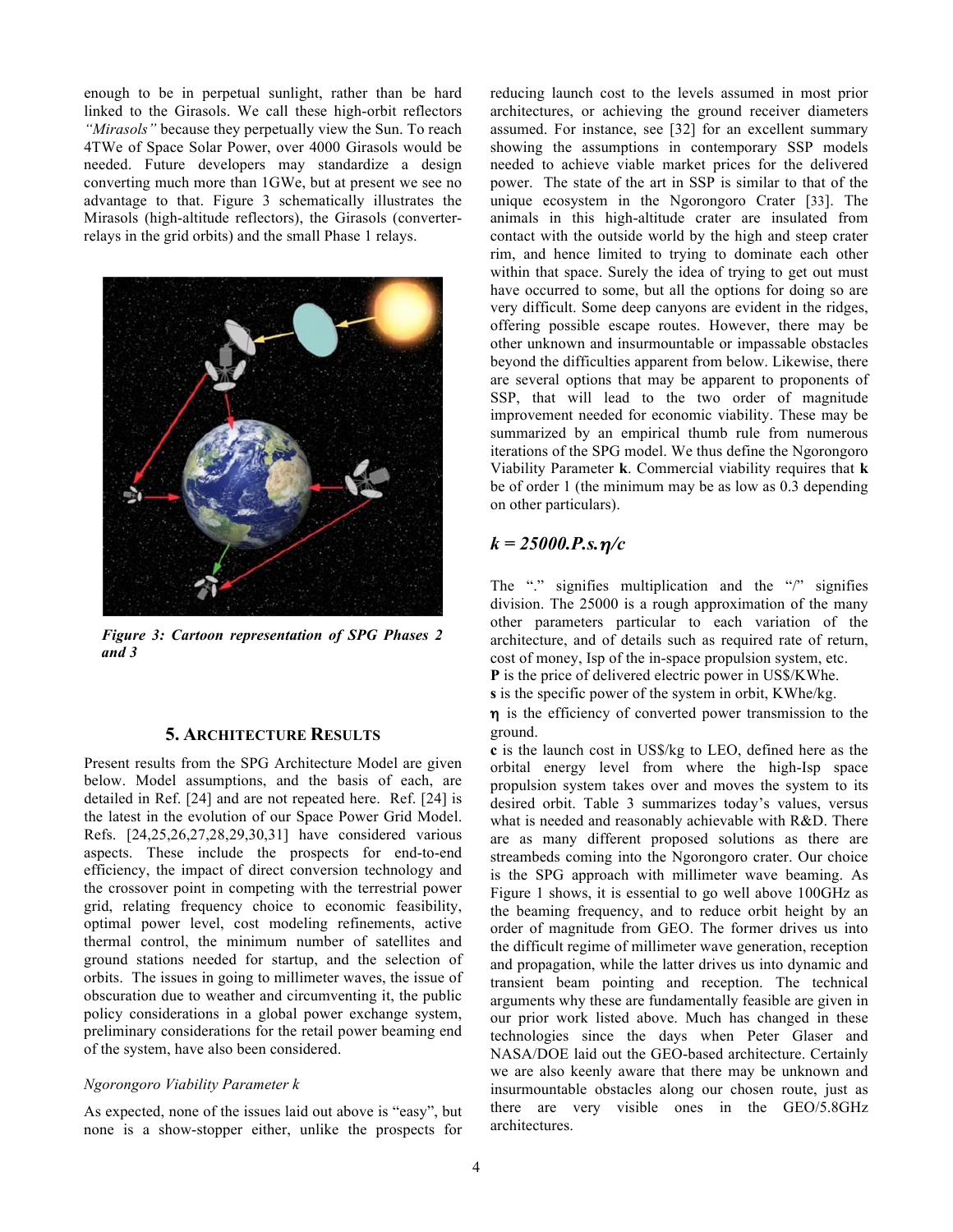enough to be in perpetual sunlight, rather than be hard linked to the Girasols. We call these high-orbit reflectors *"Mirasols"* because they perpetually view the Sun. To reach 4TWe of Space Solar Power, over 4000 Girasols would be needed. Future developers may standardize a design converting much more than 1GWe, but at present we see no advantage to that. Figure 3 schematically illustrates the Mirasols (high-altitude reflectors), the Girasols (converter-relays in the grid orbits) and the small Phase 1 relays.

***Figure 3: Cartoon representation of SPG Phases 2 and 3***

## 5. ARCHITECTURE RESULTS

Present results from the SPG Architecture Model are given below. Model assumptions, and the basis of each, are detailed in Ref. [24] and are not repeated here. Ref. [24] is the latest in the evolution of our Space Power Grid Model. Refs. [24,25,26,27,28,29,30,31] have considered various aspects. These include the prospects for end-to-end efficiency, the impact of direct conversion technology and the crossover point in competing with the terrestrial power grid, relating frequency choice to economic feasibility, optimal power level, cost modeling refinements, active thermal control, the minimum number of satellites and ground stations needed for startup, and the selection of orbits. The issues in going to millimeter waves, the issue of obscuration due to weather and circumventing it, the public policy considerations in a global power exchange system, preliminary considerations for the retail power beaming end of the system, have also been considered.

### *Ngorongoro Viability Parameter k*

As expected, none of the issues laid out above is "easy", but none is a show-stopper either, unlike the prospects for reducing launch cost to the levels assumed in most prior architectures, or achieving the ground receiver diameters assumed. For instance, see [32] for an excellent summary showing the assumptions in contemporary SSP models needed to achieve viable market prices for the delivered power. The state of the art in SSP is similar to that of the unique ecosystem in the Ngorongoro Crater [33]. The animals in this high-altitude crater are insulated from contact with the outside world by the high and steep crater rim, and hence limited to trying to dominate each other within that space. Surely the idea of trying to get out must have occurred to some, but all the options for doing so are very difficult. Some deep canyons are evident in the ridges, offering possible escape routes. However, there may be other unknown and insurmountable and impassable obstacles beyond the difficulties apparent from below. Likewise, there are several options that may be apparent to proponents of SSP, that will lead to the two order of magnitude improvement needed for economic viability. These may be summarized by an empirical thumb rule from numerous iterations of the SPG model. We thus define the Ngorongoro Viability Parameter **k**. Commercial viability requires that **k** be of order 1 (the minimum may be as low as 0.3 depending on other particulars).

$$k = 25000.P.s.\eta/c$$

The "." signifies multiplication and the "/" signifies division. The 25000 is a rough approximation of the many other parameters particular to each variation of the architecture, and of details such as required rate of return, cost of money, Isp of the in-space propulsion system, etc.

**P** is the price of delivered electric power in US$/KWhe.

**s** is the specific power of the system in orbit, KWhe/kg.

$\eta$ is the efficiency of converted power transmission to the ground.

**c** is the launch cost in US$/kg to LEO, defined here as the orbital energy level from where the high-Isp space propulsion system takes over and moves the system to its desired orbit. Table 3 summarizes today's values, versus what is needed and reasonably achievable with R&D. There are as many different proposed solutions as there are streambeds coming into the Ngorongoro crater. Our choice is the SPG approach with millimeter wave beaming. As Figure 1 shows, it is essential to go well above 100GHz as the beaming frequency, and to reduce orbit height by an order of magnitude from GEO. The former drives us into the difficult regime of millimeter wave generation, reception and propagation, while the latter drives us into dynamic and transient beam pointing and reception. The technical arguments why these are fundamentally feasible are given in our prior work listed above. Much has changed in these technologies since the days when Peter Glaser and NASA/DOE laid out the GEO-based architecture. Certainly we are also keenly aware that there may be unknown and insurmountable obstacles along our chosen route, just as there are very visible ones in the GEO/5.8GHz architectures.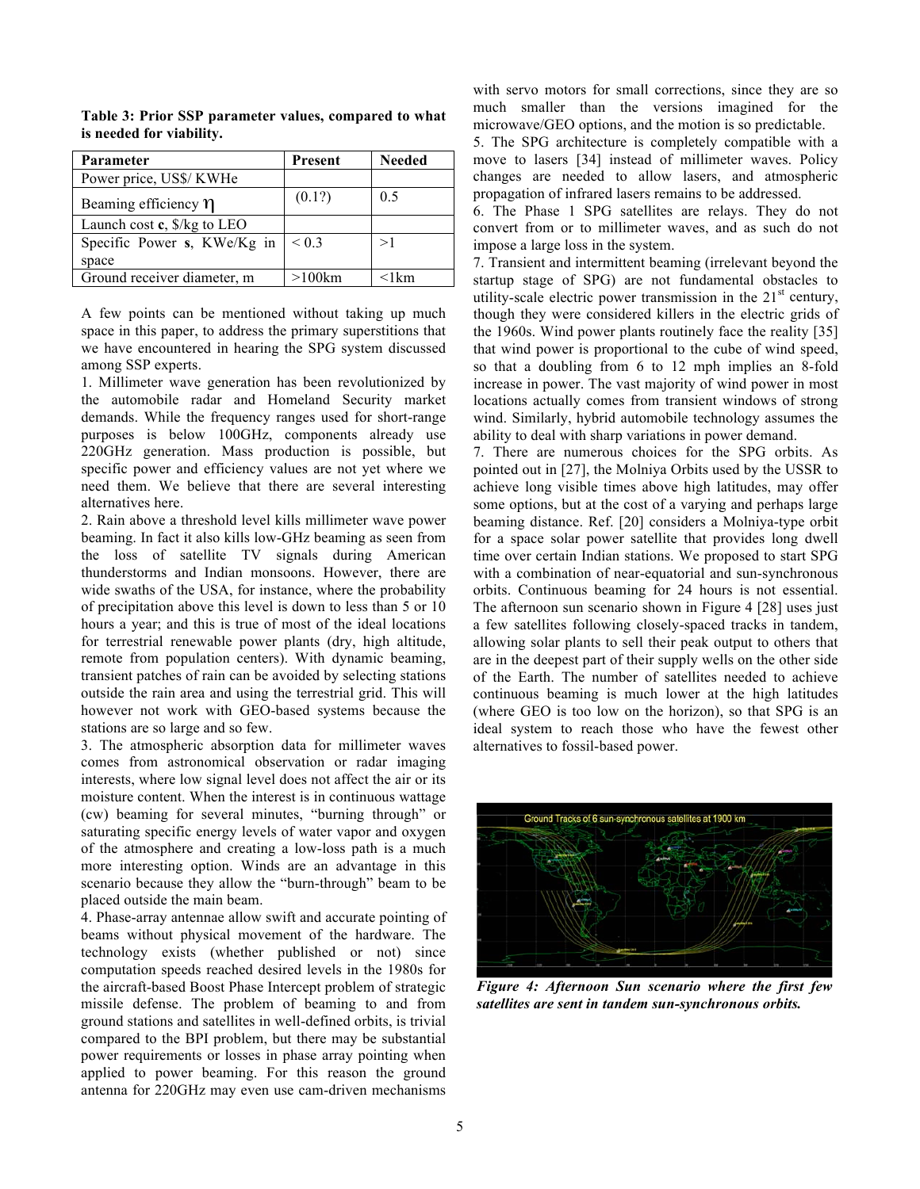**Table 3: Prior SSP parameter values, compared to what is needed for viability.**

| Parameter | Present | Needed |
|---|---|---|
| Power price, US$/ KWHe | | |
| Beaming efficiency $\eta$ | (0.1?) | 0.5 |
| Launch cost **c**, $/kg to LEO | | |
| Specific Power **s**, KWe/Kg in space | < 0.3 | >1 |
| Ground receiver diameter, m | >100km | <1km |

A few points can be mentioned without taking up much space in this paper, to address the primary superstitions that we have encountered in hearing the SPG system discussed among SSP experts.

1. Millimeter wave generation has been revolutionized by the automobile radar and Homeland Security market demands. While the frequency ranges used for short-range purposes is below 100GHz, components already use 220GHz generation. Mass production is possible, but specific power and efficiency values are not yet where we need them. We believe that there are several interesting alternatives here.

2. Rain above a threshold level kills millimeter wave power beaming. In fact it also kills low-GHz beaming as seen from the loss of satellite TV signals during American thunderstorms and Indian monsoons. However, there are wide swaths of the USA, for instance, where the probability of precipitation above this level is down to less than 5 or 10 hours a year; and this is true of most of the ideal locations for terrestrial renewable power plants (dry, high altitude, remote from population centers). With dynamic beaming, transient patches of rain can be avoided by selecting stations outside the rain area and using the terrestrial grid. This will however not work with GEO-based systems because the stations are so large and so few.

3. The atmospheric absorption data for millimeter waves comes from astronomical observation or radar imaging interests, where low signal level does not affect the air or its moisture content. When the interest is in continuous wattage (cw) beaming for several minutes, "burning through" or saturating specific energy levels of water vapor and oxygen of the atmosphere and creating a low-loss path is a much more interesting option. Winds are an advantage in this scenario because they allow the "burn-through" beam to be placed outside the main beam.

4. Phase-array antennae allow swift and accurate pointing of beams without physical movement of the hardware. The technology exists (whether published or not) since computation speeds reached desired levels in the 1980s for the aircraft-based Boost Phase Intercept problem of strategic missile defense. The problem of beaming to and from ground stations and satellites in well-defined orbits, is trivial compared to the BPI problem, but there may be substantial power requirements or losses in phase array pointing when applied to power beaming. For this reason the ground antenna for 220GHz may even use cam-driven mechanisms with servo motors for small corrections, since they are so much smaller than the versions imagined for the microwave/GEO options, and the motion is so predictable.

5. The SPG architecture is completely compatible with a move to lasers [34] instead of millimeter waves. Policy changes are needed to allow lasers, and atmospheric propagation of infrared lasers remains to be addressed.

6. The Phase 1 SPG satellites are relays. They do not convert from or to millimeter waves, and as such do not impose a large loss in the system.

7. Transient and intermittent beaming (irrelevant beyond the startup stage of SPG) are not fundamental obstacles to utility-scale electric power transmission in the 21st century, though they were considered killers in the electric grids of the 1960s. Wind power plants routinely face the reality [35] that wind power is proportional to the cube of wind speed, so that a doubling from 6 to 12 mph implies an 8-fold increase in power. The vast majority of wind power in most locations actually comes from transient windows of strong wind. Similarly, hybrid automobile technology assumes the ability to deal with sharp variations in power demand.

7. There are numerous choices for the SPG orbits. As pointed out in [27], the Molniya Orbits used by the USSR to achieve long visible times above high latitudes, may offer some options, but at the cost of a varying and perhaps large beaming distance. Ref. [20] considers a Molniya-type orbit for a space solar power satellite that provides long dwell time over certain Indian stations. We proposed to start SPG with a combination of near-equatorial and sun-synchronous orbits. Continuous beaming for 24 hours is not essential. The afternoon sun scenario shown in Figure 4 [28] uses just a few satellites following closely-spaced tracks in tandem, allowing solar plants to sell their peak output to others that are in the deepest part of their supply wells on the other side of the Earth. The number of satellites needed to achieve continuous beaming is much lower at the high latitudes (where GEO is too low on the horizon), so that SPG is an ideal system to reach those who have the fewest other alternatives to fossil-based power.

*Figure 4: Afternoon Sun scenario where the first few satellites are sent in tandem sun-synchronous orbits.*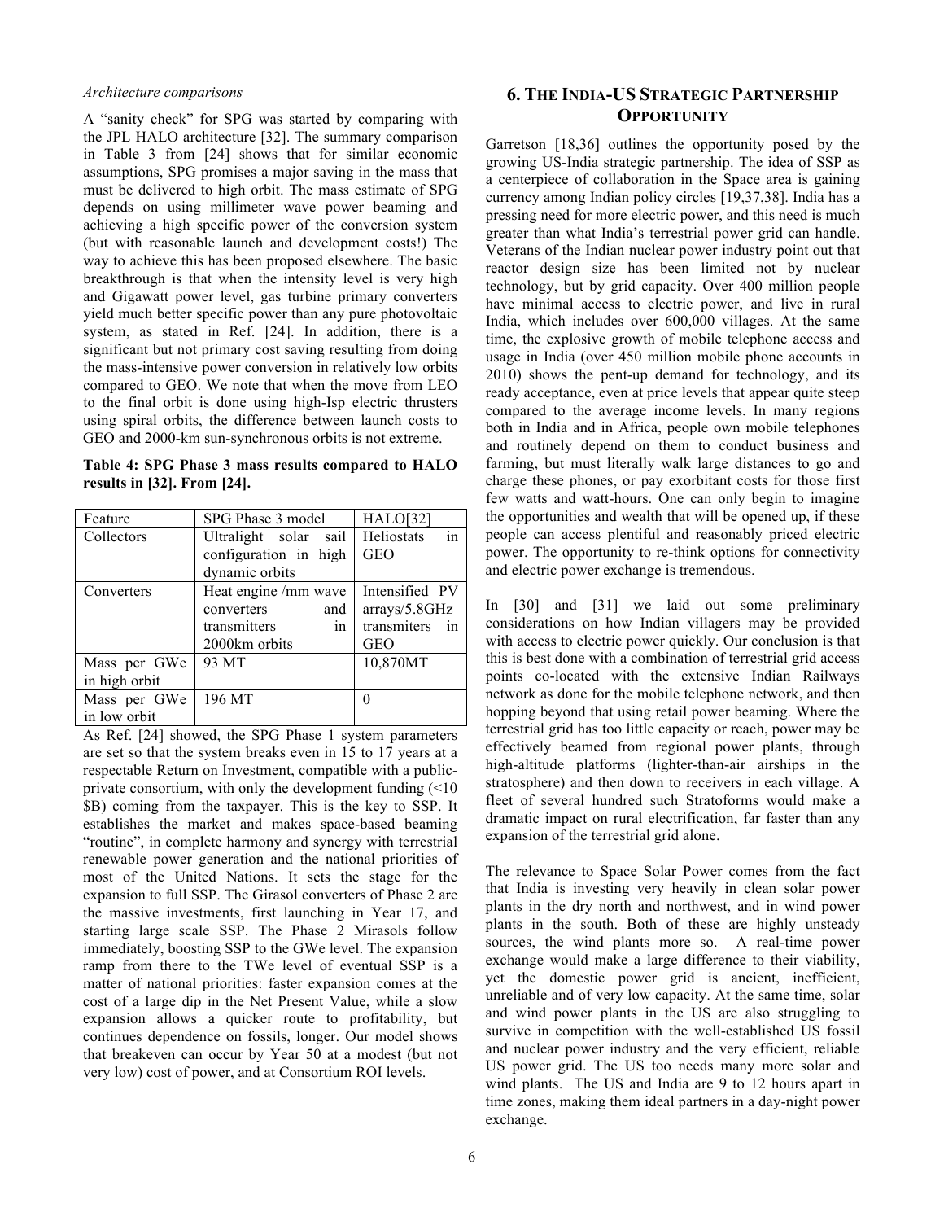*Architecture comparisons*

A "sanity check" for SPG was started by comparing with the JPL HALO architecture [32]. The summary comparison in Table 3 from [24] shows that for similar economic assumptions, SPG promises a major saving in the mass that must be delivered to high orbit. The mass estimate of SPG depends on using millimeter wave power beaming and achieving a high specific power of the conversion system (but with reasonable launch and development costs!) The way to achieve this has been proposed elsewhere. The basic breakthrough is that when the intensity level is very high and Gigawatt power level, gas turbine primary converters yield much better specific power than any pure photovoltaic system, as stated in Ref. [24]. In addition, there is a significant but not primary cost saving resulting from doing the mass-intensive power conversion in relatively low orbits compared to GEO. We note that when the move from LEO to the final orbit is done using high-Isp electric thrusters using spiral orbits, the difference between launch costs to GEO and 2000-km sun-synchronous orbits is not extreme.

**Table 4: SPG Phase 3 mass results compared to HALO results in [32]. From [24].**

| Feature | SPG Phase 3 model | HALO[32] |
| --- | --- | --- |
| Collectors | Ultralight solar sail configuration in high dynamic orbits | Heliostats in GEO |
| Converters | Heat engine /mm wave converters and transmitters in 2000km orbits | Intensified PV arrays/5.8GHz transmitters in GEO |
| Mass per GWe in high orbit | 93 MT | 10,870MT |
| Mass per GWe in low orbit | 196 MT | 0 |

As Ref. [24] showed, the SPG Phase 1 system parameters are set so that the system breaks even in 15 to 17 years at a respectable Return on Investment, compatible with a public-private consortium, with only the development funding (<10 $B) coming from the taxpayer. This is the key to SSP. It establishes the market and makes space-based beaming "routine", in complete harmony and synergy with terrestrial renewable power generation and the national priorities of most of the United Nations. It sets the stage for the expansion to full SSP. The Girasol converters of Phase 2 are the massive investments, first launching in Year 17, and starting large scale SSP. The Phase 2 Mirasols follow immediately, boosting SSP to the GWe level. The expansion ramp from there to the TWe level of eventual SSP is a matter of national priorities: faster expansion comes at the cost of a large dip in the Net Present Value, while a slow expansion allows a quicker route to profitability, but continues dependence on fossils, longer. Our model shows that breakeven can occur by Year 50 at a modest (but not very low) cost of power, and at Consortium ROI levels.

## 6. The India-US Strategic Partnership Opportunity

Garretson [18,36] outlines the opportunity posed by the growing US-India strategic partnership. The idea of SSP as a centerpiece of collaboration in the Space area is gaining currency among Indian policy circles [19,37,38]. India has a pressing need for more electric power, and this need is much greater than what India's terrestrial power grid can handle. Veterans of the Indian nuclear power industry point out that reactor design size has been limited not by nuclear technology, but by grid capacity. Over 400 million people have minimal access to electric power, and live in rural India, which includes over 600,000 villages. At the same time, the explosive growth of mobile telephone access and usage in India (over 450 million mobile phone accounts in 2010) shows the pent-up demand for technology, and its ready acceptance, even at price levels that appear quite steep compared to the average income levels. In many regions both in India and in Africa, people own mobile telephones and routinely depend on them to conduct business and farming, but must literally walk large distances to go and charge these phones, or pay exorbitant costs for those first few watts and watt-hours. One can only begin to imagine the opportunities and wealth that will be opened up, if these people can access plentiful and reasonably priced electric power. The opportunity to re-think options for connectivity and electric power exchange is tremendous.

In [30] and [31] we laid out some preliminary considerations on how Indian villagers may be provided with access to electric power quickly. Our conclusion is that this is best done with a combination of terrestrial grid access points co-located with the extensive Indian Railways network as done for the mobile telephone network, and then hopping beyond that using retail power beaming. Where the terrestrial grid has too little capacity or reach, power may be effectively beamed from regional power plants, through high-altitude platforms (lighter-than-air airships in the stratosphere) and then down to receivers in each village. A fleet of several hundred such Stratoforms would make a dramatic impact on rural electrification, far faster than any expansion of the terrestrial grid alone.

The relevance to Space Solar Power comes from the fact that India is investing very heavily in clean solar power plants in the dry north and northwest, and in wind power plants in the south. Both of these are highly unsteady sources, the wind plants more so. A real-time power exchange would make a large difference to their viability, yet the domestic power grid is ancient, inefficient, unreliable and of very low capacity. At the same time, solar and wind power plants in the US are also struggling to survive in competition with the well-established US fossil and nuclear power industry and the very efficient, reliable US power grid. The US too needs many more solar and wind plants. The US and India are 9 to 12 hours apart in time zones, making them ideal partners in a day-night power exchange.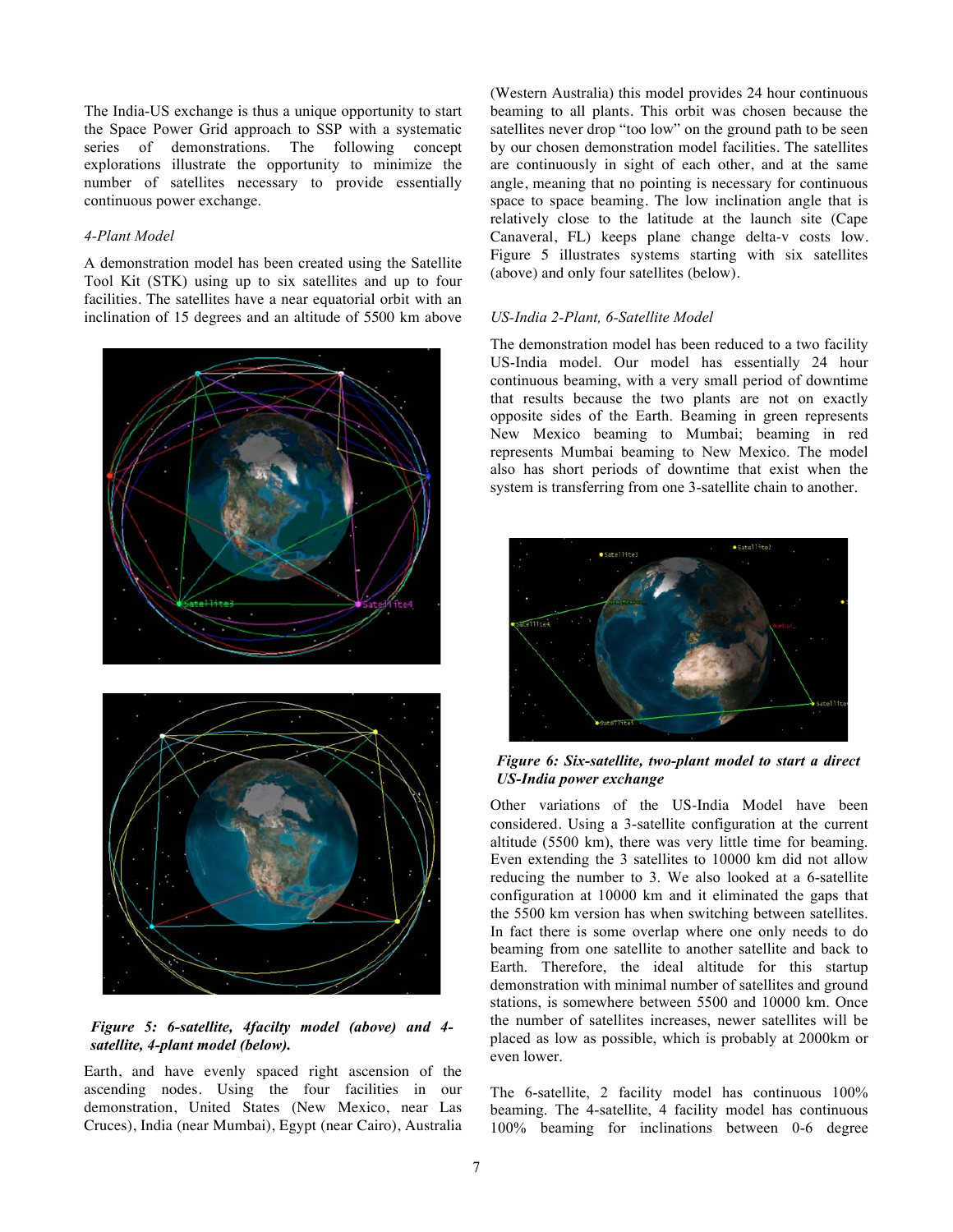The India-US exchange is thus a unique opportunity to start the Space Power Grid approach to SSP with a systematic series of demonstrations. The following concept explorations illustrate the opportunity to minimize the number of satellites necessary to provide essentially continuous power exchange.

*4-Plant Model*

A demonstration model has been created using the Satellite Tool Kit (STK) using up to six satellites and up to four facilities. The satellites have a near equatorial orbit with an inclination of 15 degrees and an altitude of 5500 km above Earth, and have evenly spaced right ascension of the ascending nodes. Using the four facilities in our demonstration, United States (New Mexico, near Las Cruces), India (near Mumbai), Egypt (near Cairo), Australia (Western Australia) this model provides 24 hour continuous beaming to all plants. This orbit was chosen because the satellites never drop "too low" on the ground path to be seen by our chosen demonstration model facilities. The satellites are continuously in sight of each other, and at the same angle, meaning that no pointing is necessary for continuous space to space beaming. The low inclination angle that is relatively close to the latitude at the launch site (Cape Canaveral, FL) keeps plane change delta-v costs low. Figure 5 illustrates systems starting with six satellites (above) and only four satellites (below).

***Figure 5: 6-satellite, 4facilty model (above) and 4-satellite, 4-plant model (below).***

*US-India 2-Plant, 6-Satellite Model*

The demonstration model has been reduced to a two facility US-India model. Our model has essentially 24 hour continuous beaming, with a very small period of downtime that results because the two plants are not on exactly opposite sides of the Earth. Beaming in green represents New Mexico beaming to Mumbai; beaming in red represents Mumbai beaming to New Mexico. The model also has short periods of downtime that exist when the system is transferring from one 3-satellite chain to another.

***Figure 6: Six-satellite, two-plant model to start a direct US-India power exchange***

Other variations of the US-India Model have been considered. Using a 3-satellite configuration at the current altitude (5500 km), there was very little time for beaming. Even extending the 3 satellites to 10000 km did not allow reducing the number to 3. We also looked at a 6-satellite configuration at 10000 km and it eliminated the gaps that the 5500 km version has when switching between satellites. In fact there is some overlap where one only needs to do beaming from one satellite to another satellite and back to Earth. Therefore, the ideal altitude for this startup demonstration with minimal number of satellites and ground stations, is somewhere between 5500 and 10000 km. Once the number of satellites increases, newer satellites will be placed as low as possible, which is probably at 2000km or even lower.

The 6-satellite, 2 facility model has continuous 100% beaming. The 4-satellite, 4 facility model has continuous 100% beaming for inclinations between 0-6 degree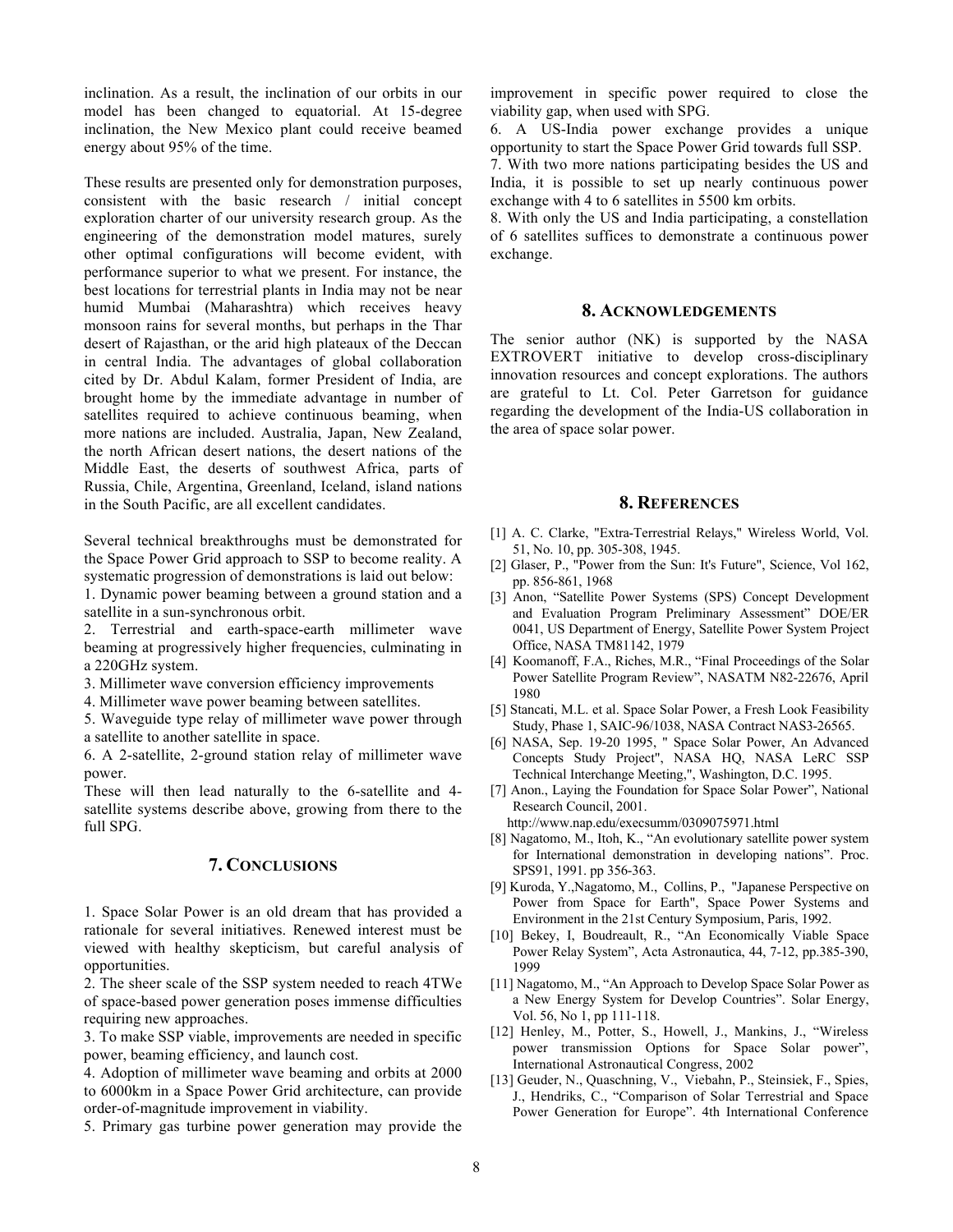inclination. As a result, the inclination of our orbits in our model has been changed to equatorial. At 15-degree inclination, the New Mexico plant could receive beamed energy about 95% of the time.

These results are presented only for demonstration purposes, consistent with the basic research / initial concept exploration charter of our university research group. As the engineering of the demonstration model matures, surely other optimal configurations will become evident, with performance superior to what we present. For instance, the best locations for terrestrial plants in India may not be near humid Mumbai (Maharashtra) which receives heavy monsoon rains for several months, but perhaps in the Thar desert of Rajasthan, or the arid high plateaux of the Deccan in central India. The advantages of global collaboration cited by Dr. Abdul Kalam, former President of India, are brought home by the immediate advantage in number of satellites required to achieve continuous beaming, when more nations are included. Australia, Japan, New Zealand, the north African desert nations, the desert nations of the Middle East, the deserts of southwest Africa, parts of Russia, Chile, Argentina, Greenland, Iceland, island nations in the South Pacific, are all excellent candidates.

Several technical breakthroughs must be demonstrated for the Space Power Grid approach to SSP to become reality. A systematic progression of demonstrations is laid out below:

1. Dynamic power beaming between a ground station and a satellite in a sun-synchronous orbit.
2. Terrestrial and earth-space-earth millimeter wave beaming at progressively higher frequencies, culminating in a 220GHz system.
3. Millimeter wave conversion efficiency improvements
4. Millimeter wave power beaming between satellites.
5. Waveguide type relay of millimeter wave power through a satellite to another satellite in space.
6. A 2-satellite, 2-ground station relay of millimeter wave power.

These will then lead naturally to the 6-satellite and 4-satellite systems describe above, growing from there to the full SPG.

## 7. Conclusions

1. Space Solar Power is an old dream that has provided a rationale for several initiatives. Renewed interest must be viewed with healthy skepticism, but careful analysis of opportunities.
2. The sheer scale of the SSP system needed to reach 4TWe of space-based power generation poses immense difficulties requiring new approaches.
3. To make SSP viable, improvements are needed in specific power, beaming efficiency, and launch cost.
4. Adoption of millimeter wave beaming and orbits at 2000 to 6000km in a Space Power Grid architecture, can provide order-of-magnitude improvement in viability.
5. Primary gas turbine power generation may provide the improvement in specific power required to close the viability gap, when used with SPG.
6. A US-India power exchange provides a unique opportunity to start the Space Power Grid towards full SSP.
7. With two more nations participating besides the US and India, it is possible to set up nearly continuous power exchange with 4 to 6 satellites in 5500 km orbits.
8. With only the US and India participating, a constellation of 6 satellites suffices to demonstrate a continuous power exchange.

## 8. Acknowledgements

The senior author (NK) is supported by the NASA EXTROVERT initiative to develop cross-disciplinary innovation resources and concept explorations. The authors are grateful to Lt. Col. Peter Garretson for guidance regarding the development of the India-US collaboration in the area of space solar power.

## 8. References

[1] A. C. Clarke, "Extra-Terrestrial Relays," Wireless World, Vol. 51, No. 10, pp. 305-308, 1945.

[2] Glaser, P., "Power from the Sun: It's Future", Science, Vol 162, pp. 856-861, 1968

[3] Anon, "Satellite Power Systems (SPS) Concept Development and Evaluation Program Preliminary Assessment" DOE/ER 0041, US Department of Energy, Satellite Power System Project Office, NASA TM81142, 1979

[4] Koomanoff, F.A., Riches, M.R., "Final Proceedings of the Solar Power Satellite Program Review", NASATM N82-22676, April 1980

[5] Stancati, M.L. et al. Space Solar Power, a Fresh Look Feasibility Study, Phase 1, SAIC-96/1038, NASA Contract NAS3-26565.

[6] NASA, Sep. 19-20 1995, " Space Solar Power, An Advanced Concepts Study Project", NASA HQ, NASA LeRC SSP Technical Interchange Meeting,", Washington, D.C. 1995.

[7] Anon., Laying the Foundation for Space Solar Power", National Research Council, 2001. http://www.nap.edu/execsumm/0309075971.html

[8] Nagatomo, M., Itoh, K., "An evolutionary satellite power system for International demonstration in developing nations". Proc. SPS91, 1991. pp 356-363.

[9] Kuroda, Y.,Nagatomo, M., Collins, P., "Japanese Perspective on Power from Space for Earth", Space Power Systems and Environment in the 21st Century Symposium, Paris, 1992.

[10] Bekey, I, Boudreault, R., "An Economically Viable Space Power Relay System", Acta Astronautica, 44, 7-12, pp.385-390, 1999

[11] Nagatomo, M., "An Approach to Develop Space Solar Power as a New Energy System for Develop Countries". Solar Energy, Vol. 56, No 1, pp 111-118.

[12] Henley, M., Potter, S., Howell, J., Mankins, J., "Wireless power transmission Options for Space Solar power", International Astronautical Congress, 2002

[13] Geuder, N., Quaschning, V., Viebahn, P., Steinsiek, F., Spies, J., Hendriks, C., "Comparison of Solar Terrestrial and Space Power Generation for Europe". 4th International Conference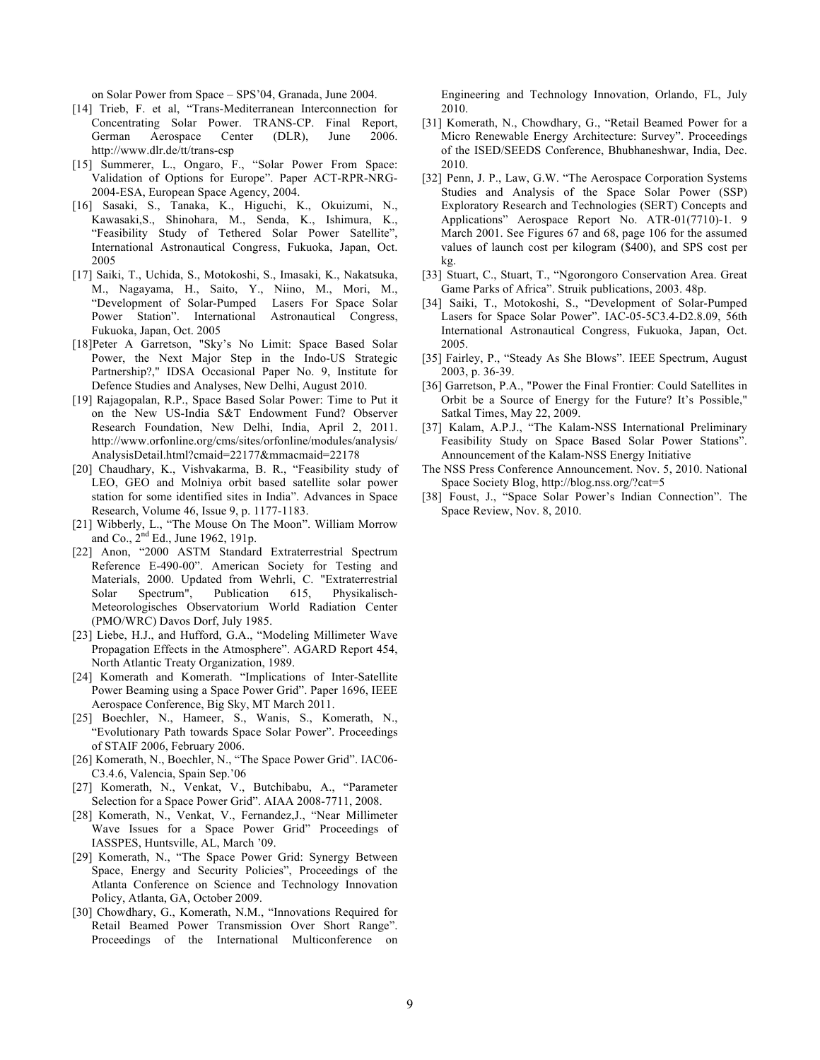on Solar Power from Space – SPS'04, Granada, June 2004.

[14] Trieb, F. et al, "Trans-Mediterranean Interconnection for Concentrating Solar Power. TRANS-CP. Final Report, German Aerospace Center (DLR), June 2006. http://www.dlr.de/tt/trans-csp

[15] Summerer, L., Ongaro, F., "Solar Power From Space: Validation of Options for Europe". Paper ACT-RPR-NRG-2004-ESA, European Space Agency, 2004.

[16] Sasaki, S., Tanaka, K., Higuchi, K., Okuizumi, N., Kawasaki,S., Shinohara, M., Senda, K., Ishimura, K., "Feasibility Study of Tethered Solar Power Satellite", International Astronautical Congress, Fukuoka, Japan, Oct. 2005

[17] Saiki, T., Uchida, S., Motokoshi, S., Imasaki, K., Nakatsuka, M., Nagayama, H., Saito, Y., Niino, M., Mori, M., "Development of Solar-Pumped Lasers For Space Solar Power Station". International Astronautical Congress, Fukuoka, Japan, Oct. 2005

[18]Peter A Garretson, "Sky's No Limit: Space Based Solar Power, the Next Major Step in the Indo-US Strategic Partnership?," IDSA Occasional Paper No. 9, Institute for Defence Studies and Analyses, New Delhi, August 2010.

[19] Rajagopalan, R.P., Space Based Solar Power: Time to Put it on the New US-India S&T Endowment Fund? Observer Research Foundation, New Delhi, India, April 2, 2011. http://www.orfonline.org/cms/sites/orfonline/modules/analysis/AnalysisDetail.html?cmaid=22177&mmacmaid=22178

[20] Chaudhary, K., Vishvakarma, B. R., "Feasibility study of LEO, GEO and Molniya orbit based satellite solar power station for some identified sites in India". Advances in Space Research, Volume 46, Issue 9, p. 1177-1183.

[21] Wibberly, L., "The Mouse On The Moon". William Morrow and Co., 2nd Ed., June 1962, 191p.

[22] Anon, "2000 ASTM Standard Extraterrestrial Spectrum Reference E-490-00". American Society for Testing and Materials, 2000. Updated from Wehrli, C. "Extraterrestrial Solar Spectrum", Publication 615, Physikalisch-Meteorologisches Observatorium World Radiation Center (PMO/WRC) Davos Dorf, July 1985.

[23] Liebe, H.J., and Hufford, G.A., "Modeling Millimeter Wave Propagation Effects in the Atmosphere". AGARD Report 454, North Atlantic Treaty Organization, 1989.

[24] Komerath and Komerath. "Implications of Inter-Satellite Power Beaming using a Space Power Grid". Paper 1696, IEEE Aerospace Conference, Big Sky, MT March 2011.

[25] Boechler, N., Hameer, S., Wanis, S., Komerath, N., "Evolutionary Path towards Space Solar Power". Proceedings of STAIF 2006, February 2006.

[26] Komerath, N., Boechler, N., "The Space Power Grid". IAC06-C3.4.6, Valencia, Spain Sep.'06

[27] Komerath, N., Venkat, V., Butchibabu, A., "Parameter Selection for a Space Power Grid". AIAA 2008-7711, 2008.

[28] Komerath, N., Venkat, V., Fernandez,J., "Near Millimeter Wave Issues for a Space Power Grid" Proceedings of IASSPES, Huntsville, AL, March '09.

[29] Komerath, N., "The Space Power Grid: Synergy Between Space, Energy and Security Policies", Proceedings of the Atlanta Conference on Science and Technology Innovation Policy, Atlanta, GA, October 2009.

[30] Chowdhary, G., Komerath, N.M., "Innovations Required for Retail Beamed Power Transmission Over Short Range". Proceedings of the International Multiconference on Engineering and Technology Innovation, Orlando, FL, July 2010.

[31] Komerath, N., Chowdhary, G., "Retail Beamed Power for a Micro Renewable Energy Architecture: Survey". Proceedings of the ISED/SEEDS Conference, Bhubhaneshwar, India, Dec. 2010.

[32] Penn, J. P., Law, G.W. "The Aerospace Corporation Systems Studies and Analysis of the Space Solar Power (SSP) Exploratory Research and Technologies (SERT) Concepts and Applications" Aerospace Report No. ATR-01(7710)-1. 9 March 2001. See Figures 67 and 68, page 106 for the assumed values of launch cost per kilogram ($400), and SPS cost per kg.

[33] Stuart, C., Stuart, T., "Ngorongoro Conservation Area. Great Game Parks of Africa". Struik publications, 2003. 48p.

[34] Saiki, T., Motokoshi, S., "Development of Solar-Pumped Lasers for Space Solar Power". IAC-05-5C3.4-D2.8.09, 56th International Astronautical Congress, Fukuoka, Japan, Oct. 2005.

[35] Fairley, P., "Steady As She Blows". IEEE Spectrum, August 2003, p. 36-39.

[36] Garretson, P.A., "Power the Final Frontier: Could Satellites in Orbit be a Source of Energy for the Future? It's Possible," Satkal Times, May 22, 2009.

[37] Kalam, A.P.J., "The Kalam-NSS International Preliminary Feasibility Study on Space Based Solar Power Stations". Announcement of the Kalam-NSS Energy Initiative

The NSS Press Conference Announcement. Nov. 5, 2010. National Space Society Blog, http://blog.nss.org/?cat=5

[38] Foust, J., "Space Solar Power's Indian Connection". The Space Review, Nov. 8, 2010.